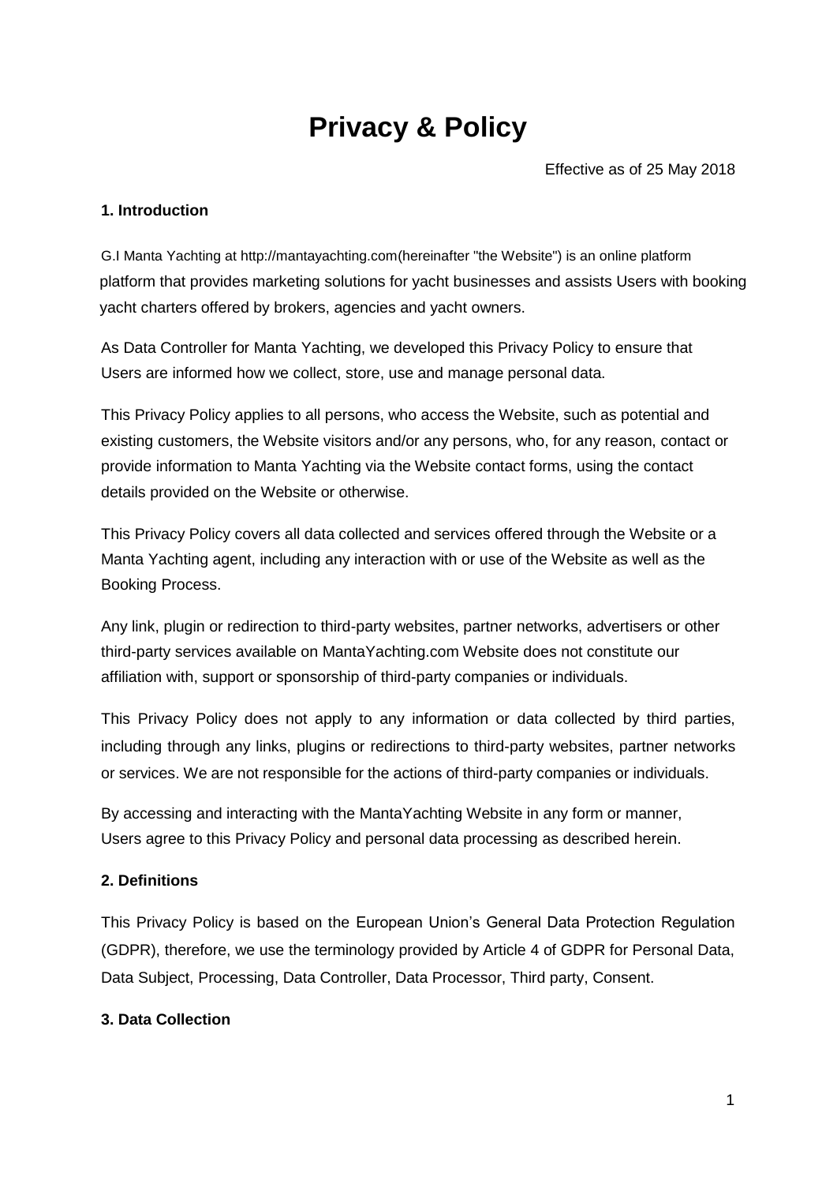# Privacy & Policy

Effective as of 25 May 2018

## 1. Introduction

G.I Manta Yachting at http://mantayachting.com(hereinafter "the Website") is an online platform platform that provides marketing solutions for yacht businesses and assists Users with booking yacht charters offered by brokers, agencies and yacht owners.

As Data Controller for Manta Yachting, we developed this Privacy Policy to ensure that Users are informed how we collect, store, use and manage personal data.

This Privacy Policy applies to all persons, who access the Website, such as potential and existing customers, the Website visitors and/or any persons, who, for any reason, contact or provide information to Manta Yachting via the Website contact forms, using the contact details provided on the Website or otherwise.

This Privacy Policy covers all data collected and services offered through the Website or a Manta Yachting agent, including any interaction with or use of the Website as well as the Booking Process.

Any link, plugin or redirection to third-party websites, partner networks, advertisers or other third-party services available on MantaYachting.com Website does not constitute our affiliation with, support or sponsorship of third-party companies or individuals.

This Privacy Policy does not apply to any information or data collected by third parties, including through any links, plugins or redirections to third-party websites, partner networks or services. We are not responsible for the actions of third-party companies or individuals.

By accessing and interacting with the MantaYachting Website in any form or manner, Users agree to this Privacy Policy and personal data processing as described herein.

## 2. Definitions

This Privacy Policy is based on the European Union's General Data Protection Regulation (GDPR), therefore, we use the terminology provided by Article 4 of GDPR for Personal Data, Data Subject, Processing, Data Controller, Data Processor, Third party, Consent.

## 3. Data Collection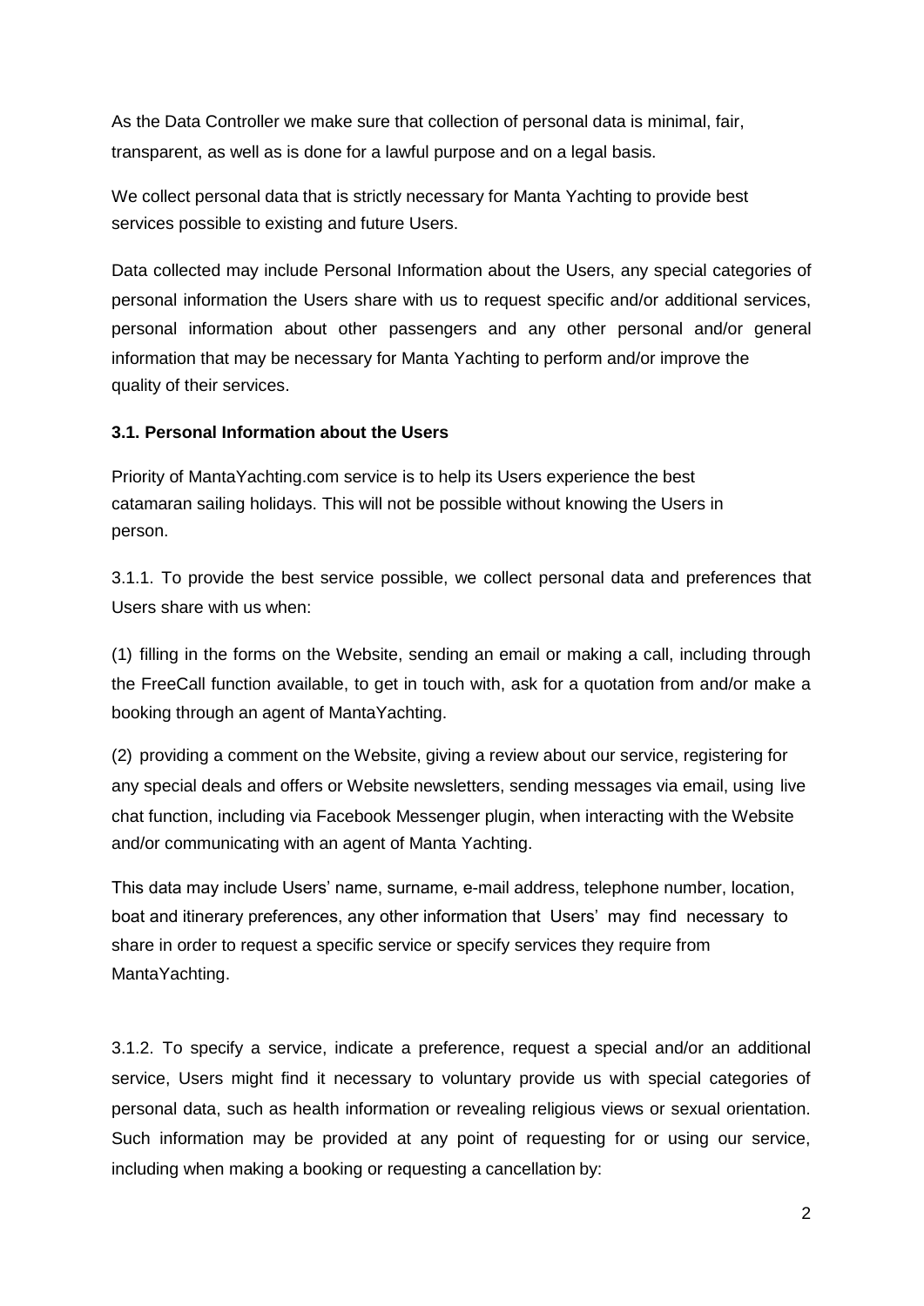As the Data Controller we make sure that collection of personal data is minimal, fair, transparent, as well as is done for a lawful purpose and on a legal basis.

We collect personal data that is strictly necessary for Manta Yachting to provide best services possible to existing and future Users.

Data collected may include Personal Information about the Users, any special categories of personal information the Users share with us to request specific and/or additional services, personal information about other passengers and any other personal and/or general information that may be necessary for Manta Yachting to perform and/or improve the quality of their services.

### 3.1. Personal Information about the Users

Priority of MantaYachting.com service is to help its Users experience the best catamaran sailing holidays. This will not be possible without knowing the Users in person.

3.1.1. To provide the best service possible, we collect personal data and preferences that Users share with us when:

(1) filling in the forms on the Website, sending an email or making a call, including through the FreeCall function available, to get in touch with, ask for a quotation from and/or make a booking through an agent of MantaYachting.

(2) providing a comment on the Website, giving a review about our service, registering for any special deals and offers or Website newsletters, sending messages via email, using live chat function, including via Facebook Messenger plugin, when interacting with the Website and/or communicating with an agent of Manta Yachting.

This data may include Users' name, surname, e-mail address, telephone number, location, boat and itinerary preferences, any other information that Users' may find necessary to share in order to request a specific service or specify services they require from MantaYachting.

3.1.2. To specify a service, indicate a preference, request a special and/or an additional service, Users might find it necessary to voluntary provide us with special categories of personal data, such as health information or revealing religious views or sexual orientation. Such information may be provided at any point of requesting for or using our service, including when making a booking or requesting a cancellation by: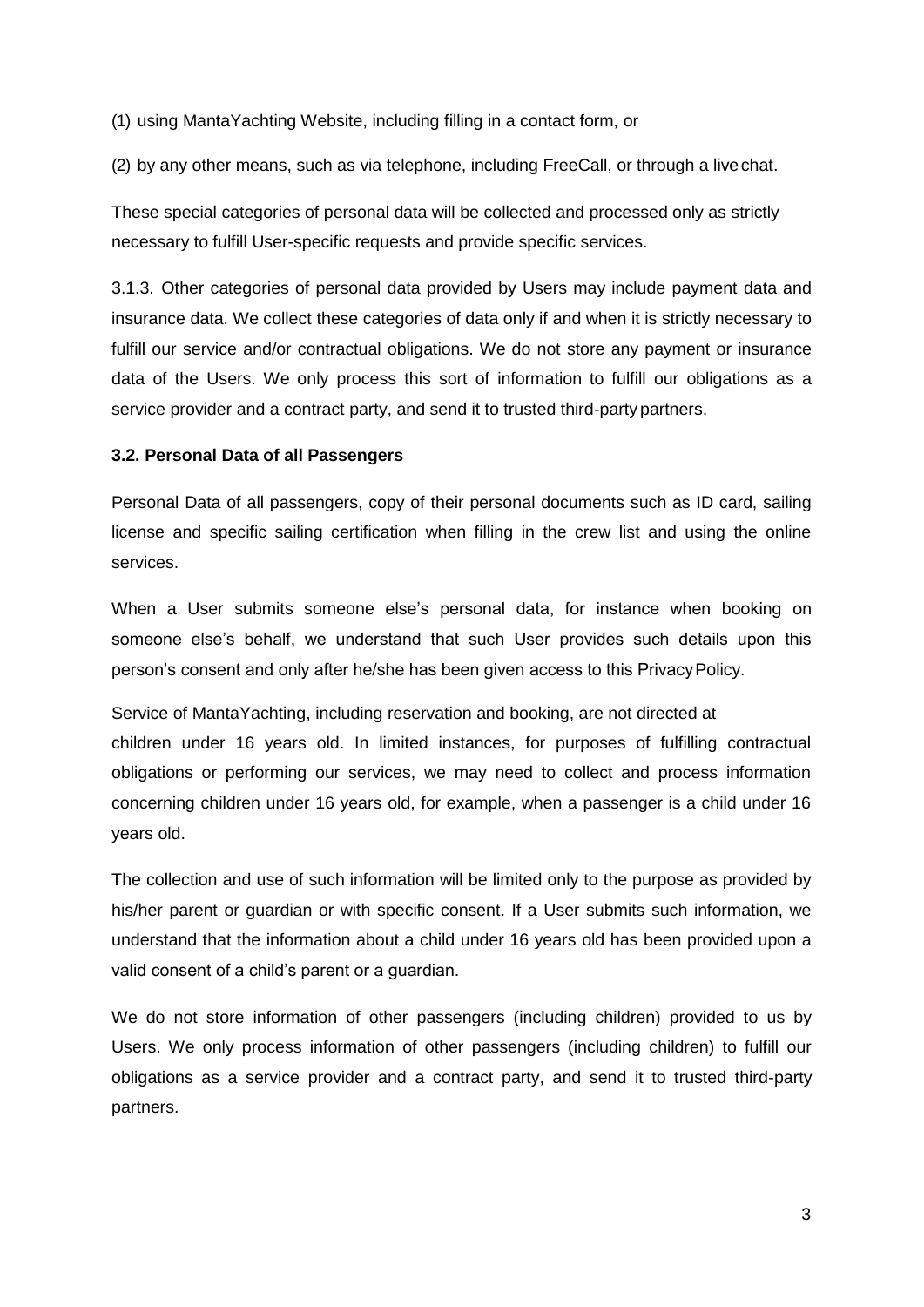(1) using MantaYachting Website, including filling in a contact form, or

(2) by any other means, such as via telephone, including FreeCall, or through a live chat.

These special categories of personal data will be collected and processed only as strictly necessary to fulfill User-specific requests and provide specific services.

3.1.3. Other categories of personal data provided by Users may include payment data and insurance data. We collect these categories of data only if and when it is strictly necessary to fulfill our service and/or contractual obligations. We do not store any payment or insurance data of the Users. We only process this sort of information to fulfill our obligations as a service provider and a contract party, and send it to trusted third-party partners.

**3.2. Personal Data of all Passengers**

Personal Data of all passengers, copy of their personal documents such as ID card, sailing license and specific sailing certification when filling in the crew list and using the online services.

When a User submits someone else's personal data, for instance when booking on someone else's behalf, we understand that such User provides such details upon this person's consent and only after he/she has been given access to this Privacy Policy.

Service of MantaYachting, including reservation and booking, are not directed at children under 16 years old. In limited instances, for purposes of fulfilling contractual obligations or performing our services, we may need to collect and process information concerning children under 16 years old, for example, when a passenger is a child under 16 years old.

The collection and use of such information will be limited only to the purpose as provided by his/her parent or guardian or with specific consent. If a User submits such information, we understand that the information about a child under 16 years old has been provided upon a valid consent of a child's parent or a guardian.

We do not store information of other passengers (including children) provided to us by Users. We only process information of other passengers (including children) to fulfill our obligations as a service provider and a contract party, and send it to trusted third-party partners.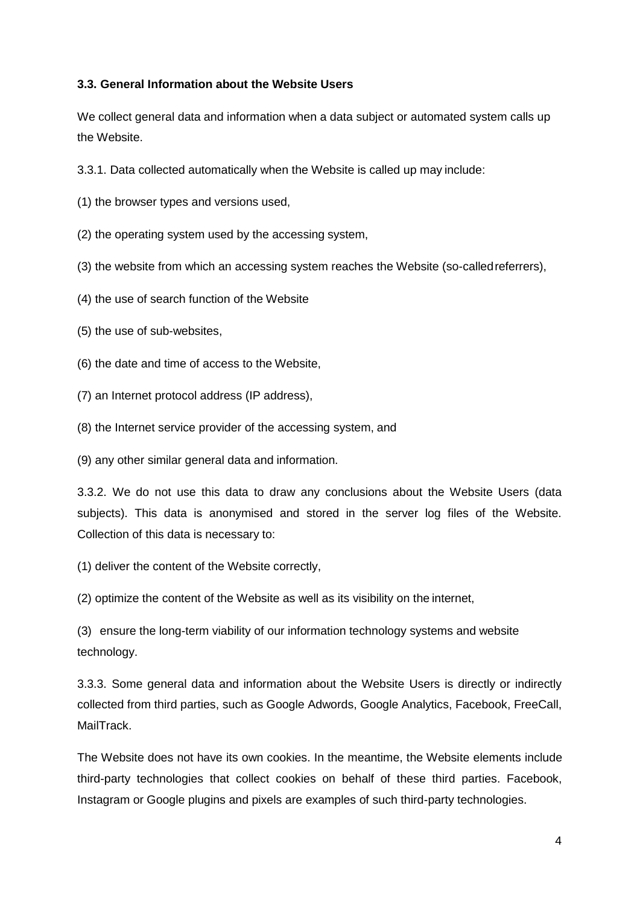### 3.3. General Information about the Website Users

We collect general data and information when a data subject or automated system calls up the Website.

3.3.1. Data collected automatically when the Website is called up may include:

(1) the browser types and versions used,

(2) the operating system used by the accessing system,

(3) the website from which an accessing system reaches the Website (so-called referrers),

(4) the use of search function of the Website

(5) the use of sub-websites,

(6) the date and time of access to the Website,

(7) an Internet protocol address (IP address),

(8) the Internet service provider of the accessing system, and

(9) any other similar general data and information.

3.3.2. We do not use this data to draw any conclusions about the Website Users (data subjects). This data is anonymised and stored in the server log files of the Website. Collection of this data is necessary to:

(1) deliver the content of the Website correctly,

(2) optimize the content of the Website as well as its visibility on the internet,

(3) ensure the long-term viability of our information technology systems and website technology.

3.3.3. Some general data and information about the Website Users is directly or indirectly collected from third parties, such as Google Adwords, Google Analytics, Facebook, FreeCall, MailTrack.

The Website does not have its own cookies. In the meantime, the Website elements include third-party technologies that collect cookies on behalf of these third parties. Facebook, Instagram or Google plugins and pixels are examples of such third-party technologies.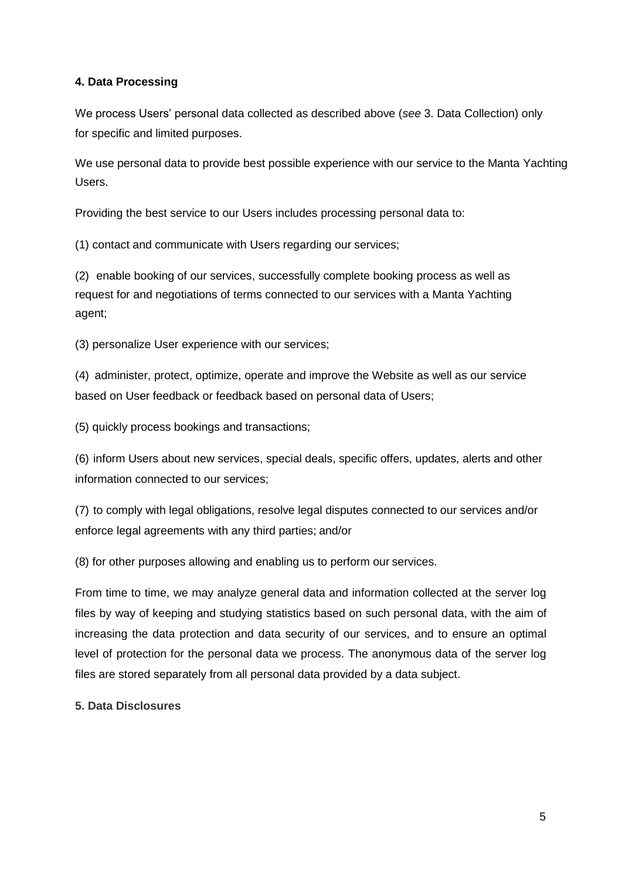**4. Data Processing**

We process Users' personal data collected as described above (*see* 3. Data Collection) only for specific and limited purposes.

We use personal data to provide best possible experience with our service to the Manta Yachting Users.

Providing the best service to our Users includes processing personal data to:

(1) contact and communicate with Users regarding our services;

(2) enable booking of our services, successfully complete booking process as well as request for and negotiations of terms connected to our services with a Manta Yachting agent;

(3) personalize User experience with our services;

(4) administer, protect, optimize, operate and improve the Website as well as our service based on User feedback or feedback based on personal data of Users;

(5) quickly process bookings and transactions;

(6) inform Users about new services, special deals, specific offers, updates, alerts and other information connected to our services;

(7) to comply with legal obligations, resolve legal disputes connected to our services and/or enforce legal agreements with any third parties; and/or

(8) for other purposes allowing and enabling us to perform our services.

From time to time, we may analyze general data and information collected at the server log files by way of keeping and studying statistics based on such personal data, with the aim of increasing the data protection and data security of our services, and to ensure an optimal level of protection for the personal data we process. The anonymous data of the server log files are stored separately from all personal data provided by a data subject.

**5. Data Disclosures**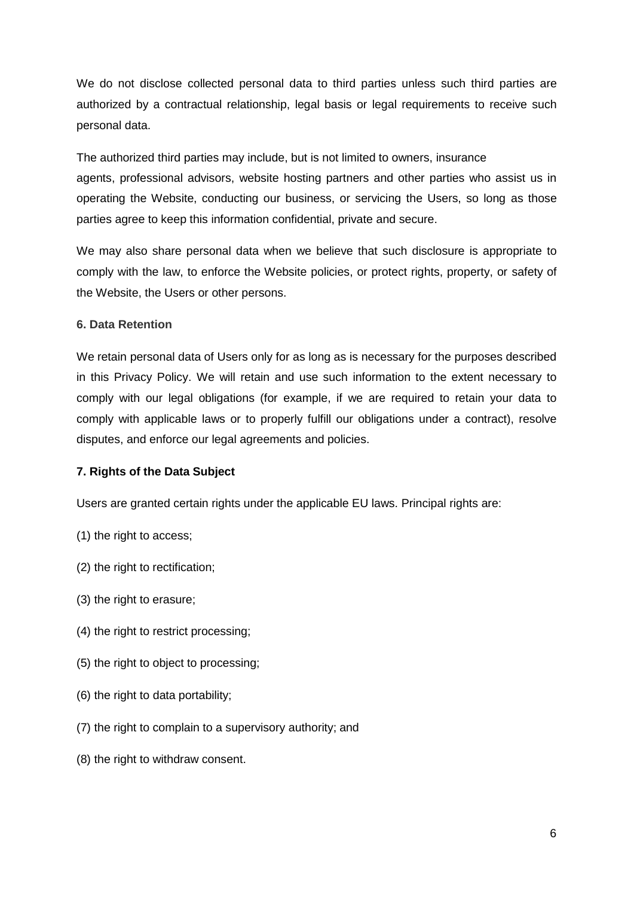We do not disclose collected personal data to third parties unless such third parties are authorized by a contractual relationship, legal basis or legal requirements to receive such personal data.

The authorized third parties may include, but is not limited to owners, insurance agents, professional advisors, website hosting partners and other parties who assist us in operating the Website, conducting our business, or servicing the Users, so long as those parties agree to keep this information confidential, private and secure.

We may also share personal data when we believe that such disclosure is appropriate to comply with the law, to enforce the Website policies, or protect rights, property, or safety of the Website, the Users or other persons.

**6. Data Retention**

We retain personal data of Users only for as long as is necessary for the purposes described in this Privacy Policy. We will retain and use such information to the extent necessary to comply with our legal obligations (for example, if we are required to retain your data to comply with applicable laws or to properly fulfill our obligations under a contract), resolve disputes, and enforce our legal agreements and policies.

**7. Rights of the Data Subject**

Users are granted certain rights under the applicable EU laws. Principal rights are:

(1) the right to access;

(2) the right to rectification;

(3) the right to erasure;

(4) the right to restrict processing;

(5) the right to object to processing;

(6) the right to data portability;

(7) the right to complain to a supervisory authority; and

(8) the right to withdraw consent.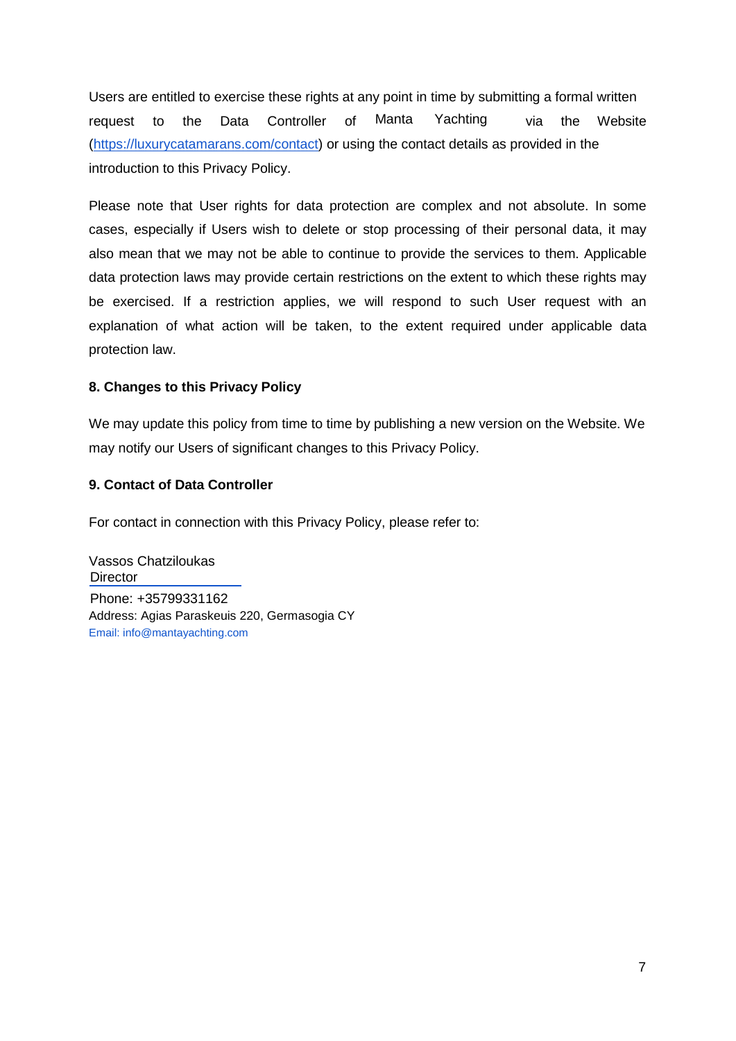Users are entitled to exercise these rights at any point in time by submitting a formal written request to the Data Controller of Manta Yachting via the Website (https://luxurycatamarans.com/contact) or using the contact details as provided in the introduction to this Privacy Policy.

Please note that User rights for data protection are complex and not absolute. In some cases, especially if Users wish to delete or stop processing of their personal data, it may also mean that we may not be able to continue to provide the services to them. Applicable data protection laws may provide certain restrictions on the extent to which these rights may be exercised. If a restriction applies, we will respond to such User request with an explanation of what action will be taken, to the extent required under applicable data protection law.

**8. Changes to this Privacy Policy**

We may update this policy from time to time by publishing a new version on the Website. We may notify our Users of significant changes to this Privacy Policy.

**9. Contact of Data Controller**

For contact in connection with this Privacy Policy, please refer to:

Vassos Chatziloukas
Director
Phone: +35799331162
Address: Agias Paraskeuis 220, Germasogia CY
Email: info@mantayachting.com